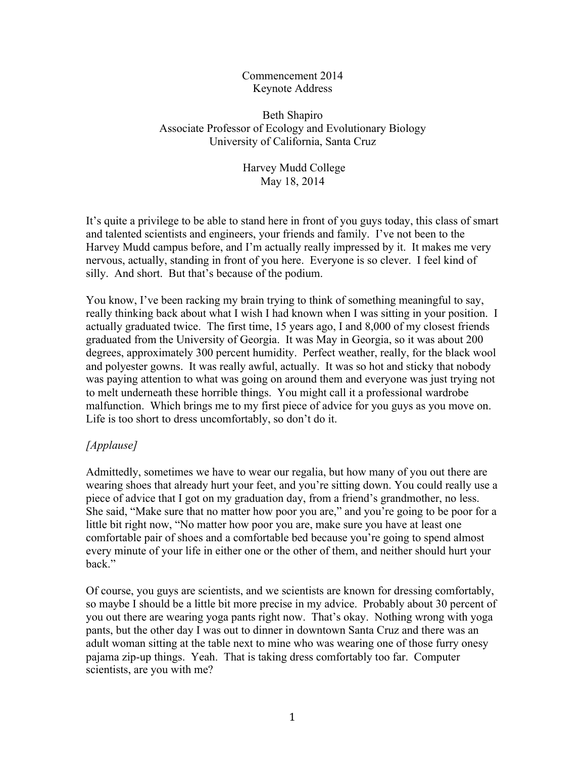Commencement 2014
Keynote Address

Beth Shapiro
Associate Professor of Ecology and Evolutionary Biology
University of California, Santa Cruz

Harvey Mudd College
May 18, 2014

It's quite a privilege to be able to stand here in front of you guys today, this class of smart and talented scientists and engineers, your friends and family. I've not been to the Harvey Mudd campus before, and I'm actually really impressed by it. It makes me very nervous, actually, standing in front of you here. Everyone is so clever. I feel kind of silly. And short. But that's because of the podium.

You know, I've been racking my brain trying to think of something meaningful to say, really thinking back about what I wish I had known when I was sitting in your position. I actually graduated twice. The first time, 15 years ago, I and 8,000 of my closest friends graduated from the University of Georgia. It was May in Georgia, so it was about 200 degrees, approximately 300 percent humidity. Perfect weather, really, for the black wool and polyester gowns. It was really awful, actually. It was so hot and sticky that nobody was paying attention to what was going on around them and everyone was just trying not to melt underneath these horrible things. You might call it a professional wardrobe malfunction. Which brings me to my first piece of advice for you guys as you move on. Life is too short to dress uncomfortably, so don't do it.

*[Applause]*

Admittedly, sometimes we have to wear our regalia, but how many of you out there are wearing shoes that already hurt your feet, and you're sitting down. You could really use a piece of advice that I got on my graduation day, from a friend's grandmother, no less. She said, "Make sure that no matter how poor you are," and you're going to be poor for a little bit right now, "No matter how poor you are, make sure you have at least one comfortable pair of shoes and a comfortable bed because you're going to spend almost every minute of your life in either one or the other of them, and neither should hurt your back."

Of course, you guys are scientists, and we scientists are known for dressing comfortably, so maybe I should be a little bit more precise in my advice. Probably about 30 percent of you out there are wearing yoga pants right now. That's okay. Nothing wrong with yoga pants, but the other day I was out to dinner in downtown Santa Cruz and there was an adult woman sitting at the table next to mine who was wearing one of those furry onesy pajama zip-up things. Yeah. That is taking dress comfortably too far. Computer scientists, are you with me?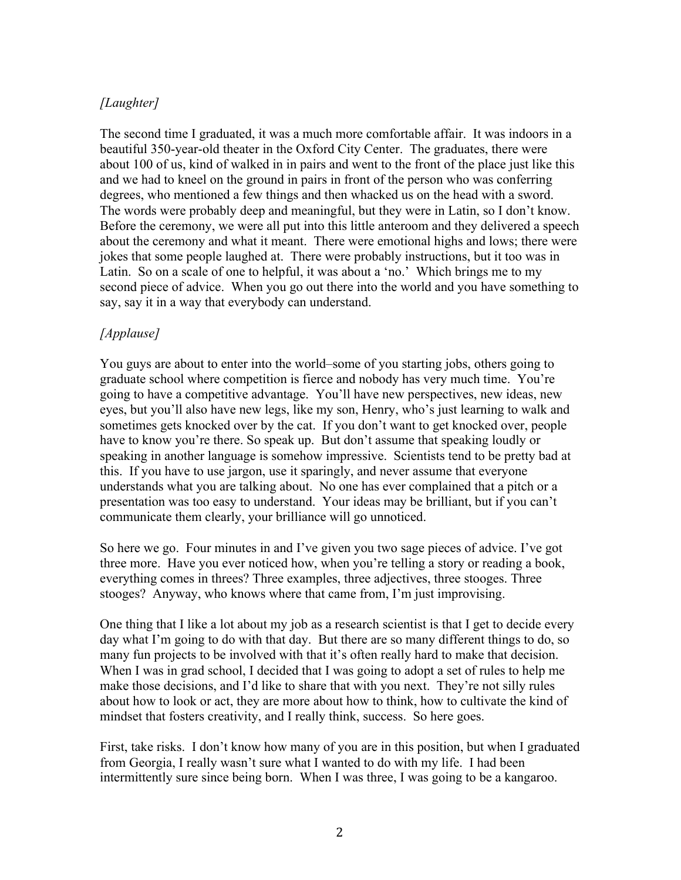*[Laughter]*

The second time I graduated, it was a much more comfortable affair. It was indoors in a beautiful 350-year-old theater in the Oxford City Center. The graduates, there were about 100 of us, kind of walked in in pairs and went to the front of the place just like this and we had to kneel on the ground in pairs in front of the person who was conferring degrees, who mentioned a few things and then whacked us on the head with a sword. The words were probably deep and meaningful, but they were in Latin, so I don't know. Before the ceremony, we were all put into this little anteroom and they delivered a speech about the ceremony and what it meant. There were emotional highs and lows; there were jokes that some people laughed at. There were probably instructions, but it too was in Latin. So on a scale of one to helpful, it was about a 'no.' Which brings me to my second piece of advice. When you go out there into the world and you have something to say, say it in a way that everybody can understand.

*[Applause]*

You guys are about to enter into the world–some of you starting jobs, others going to graduate school where competition is fierce and nobody has very much time. You're going to have a competitive advantage. You'll have new perspectives, new ideas, new eyes, but you'll also have new legs, like my son, Henry, who's just learning to walk and sometimes gets knocked over by the cat. If you don't want to get knocked over, people have to know you're there. So speak up. But don't assume that speaking loudly or speaking in another language is somehow impressive. Scientists tend to be pretty bad at this. If you have to use jargon, use it sparingly, and never assume that everyone understands what you are talking about. No one has ever complained that a pitch or a presentation was too easy to understand. Your ideas may be brilliant, but if you can't communicate them clearly, your brilliance will go unnoticed.

So here we go. Four minutes in and I've given you two sage pieces of advice. I've got three more. Have you ever noticed how, when you're telling a story or reading a book, everything comes in threes? Three examples, three adjectives, three stooges. Three stooges? Anyway, who knows where that came from, I'm just improvising.

One thing that I like a lot about my job as a research scientist is that I get to decide every day what I'm going to do with that day. But there are so many different things to do, so many fun projects to be involved with that it's often really hard to make that decision. When I was in grad school, I decided that I was going to adopt a set of rules to help me make those decisions, and I'd like to share that with you next. They're not silly rules about how to look or act, they are more about how to think, how to cultivate the kind of mindset that fosters creativity, and I really think, success. So here goes.

First, take risks. I don't know how many of you are in this position, but when I graduated from Georgia, I really wasn't sure what I wanted to do with my life. I had been intermittently sure since being born. When I was three, I was going to be a kangaroo.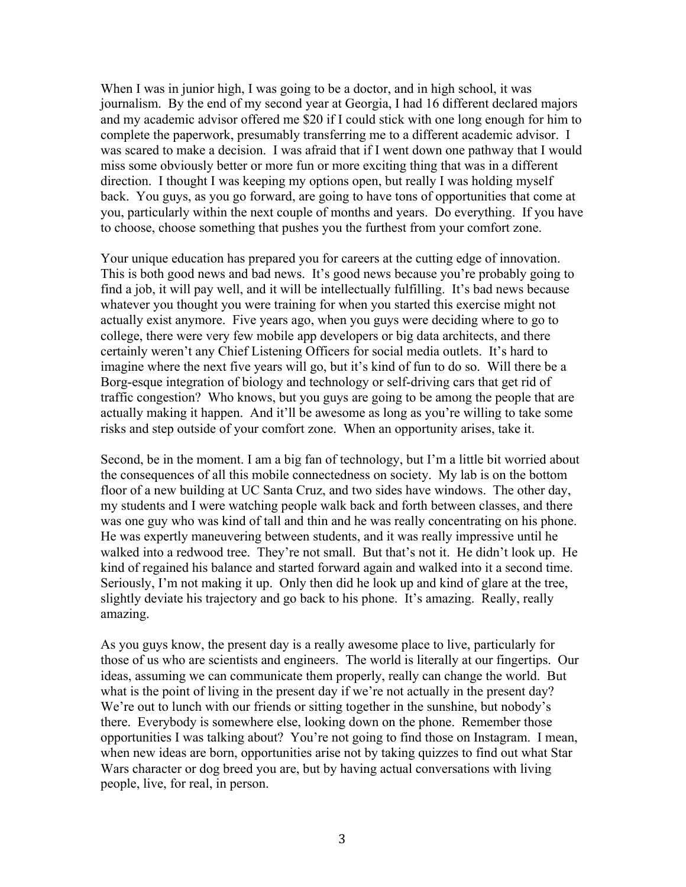When I was in junior high, I was going to be a doctor, and in high school, it was journalism. By the end of my second year at Georgia, I had 16 different declared majors and my academic advisor offered me $20 if I could stick with one long enough for him to complete the paperwork, presumably transferring me to a different academic advisor. I was scared to make a decision. I was afraid that if I went down one pathway that I would miss some obviously better or more fun or more exciting thing that was in a different direction. I thought I was keeping my options open, but really I was holding myself back. You guys, as you go forward, are going to have tons of opportunities that come at you, particularly within the next couple of months and years. Do everything. If you have to choose, choose something that pushes you the furthest from your comfort zone.

Your unique education has prepared you for careers at the cutting edge of innovation. This is both good news and bad news. It's good news because you're probably going to find a job, it will pay well, and it will be intellectually fulfilling. It's bad news because whatever you thought you were training for when you started this exercise might not actually exist anymore. Five years ago, when you guys were deciding where to go to college, there were very few mobile app developers or big data architects, and there certainly weren't any Chief Listening Officers for social media outlets. It's hard to imagine where the next five years will go, but it's kind of fun to do so. Will there be a Borg-esque integration of biology and technology or self-driving cars that get rid of traffic congestion? Who knows, but you guys are going to be among the people that are actually making it happen. And it'll be awesome as long as you're willing to take some risks and step outside of your comfort zone. When an opportunity arises, take it.

Second, be in the moment. I am a big fan of technology, but I'm a little bit worried about the consequences of all this mobile connectedness on society. My lab is on the bottom floor of a new building at UC Santa Cruz, and two sides have windows. The other day, my students and I were watching people walk back and forth between classes, and there was one guy who was kind of tall and thin and he was really concentrating on his phone. He was expertly maneuvering between students, and it was really impressive until he walked into a redwood tree. They're not small. But that's not it. He didn't look up. He kind of regained his balance and started forward again and walked into it a second time. Seriously, I'm not making it up. Only then did he look up and kind of glare at the tree, slightly deviate his trajectory and go back to his phone. It's amazing. Really, really amazing.

As you guys know, the present day is a really awesome place to live, particularly for those of us who are scientists and engineers. The world is literally at our fingertips. Our ideas, assuming we can communicate them properly, really can change the world. But what is the point of living in the present day if we're not actually in the present day? We're out to lunch with our friends or sitting together in the sunshine, but nobody's there. Everybody is somewhere else, looking down on the phone. Remember those opportunities I was talking about? You're not going to find those on Instagram. I mean, when new ideas are born, opportunities arise not by taking quizzes to find out what Star Wars character or dog breed you are, but by having actual conversations with living people, live, for real, in person.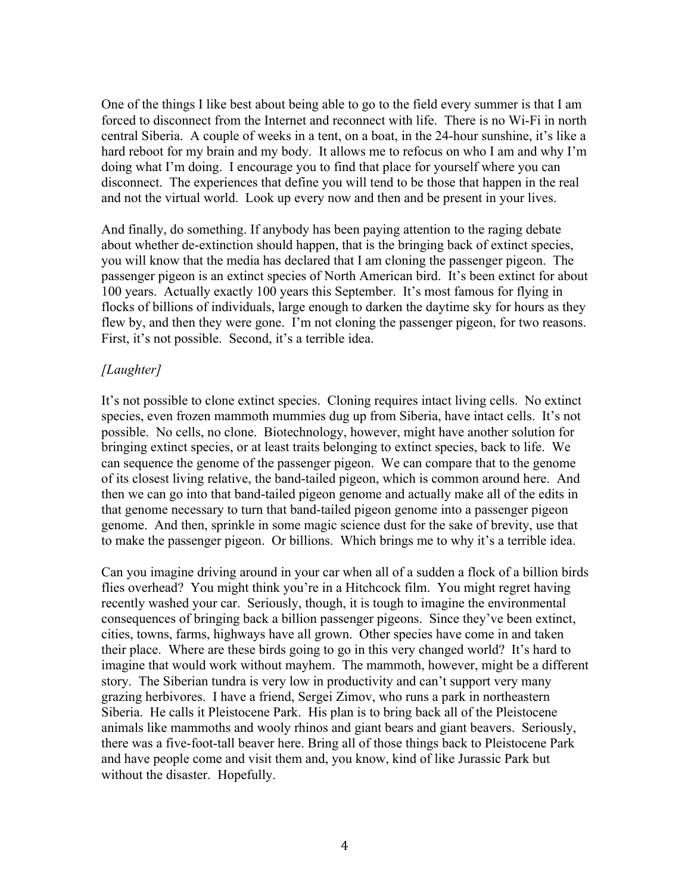One of the things I like best about being able to go to the field every summer is that I am forced to disconnect from the Internet and reconnect with life. There is no Wi-Fi in north central Siberia. A couple of weeks in a tent, on a boat, in the 24-hour sunshine, it's like a hard reboot for my brain and my body. It allows me to refocus on who I am and why I'm doing what I'm doing. I encourage you to find that place for yourself where you can disconnect. The experiences that define you will tend to be those that happen in the real and not the virtual world. Look up every now and then and be present in your lives.

And finally, do something. If anybody has been paying attention to the raging debate about whether de-extinction should happen, that is the bringing back of extinct species, you will know that the media has declared that I am cloning the passenger pigeon. The passenger pigeon is an extinct species of North American bird. It's been extinct for about 100 years. Actually exactly 100 years this September. It's most famous for flying in flocks of billions of individuals, large enough to darken the daytime sky for hours as they flew by, and then they were gone. I'm not cloning the passenger pigeon, for two reasons. First, it's not possible. Second, it's a terrible idea.

*[Laughter]*

It's not possible to clone extinct species. Cloning requires intact living cells. No extinct species, even frozen mammoth mummies dug up from Siberia, have intact cells. It's not possible. No cells, no clone. Biotechnology, however, might have another solution for bringing extinct species, or at least traits belonging to extinct species, back to life. We can sequence the genome of the passenger pigeon. We can compare that to the genome of its closest living relative, the band-tailed pigeon, which is common around here. And then we can go into that band-tailed pigeon genome and actually make all of the edits in that genome necessary to turn that band-tailed pigeon genome into a passenger pigeon genome. And then, sprinkle in some magic science dust for the sake of brevity, use that to make the passenger pigeon. Or billions. Which brings me to why it's a terrible idea.

Can you imagine driving around in your car when all of a sudden a flock of a billion birds flies overhead? You might think you're in a Hitchcock film. You might regret having recently washed your car. Seriously, though, it is tough to imagine the environmental consequences of bringing back a billion passenger pigeons. Since they've been extinct, cities, towns, farms, highways have all grown. Other species have come in and taken their place. Where are these birds going to go in this very changed world? It's hard to imagine that would work without mayhem. The mammoth, however, might be a different story. The Siberian tundra is very low in productivity and can't support very many grazing herbivores. I have a friend, Sergei Zimov, who runs a park in northeastern Siberia. He calls it Pleistocene Park. His plan is to bring back all of the Pleistocene animals like mammoths and wooly rhinos and giant bears and giant beavers. Seriously, there was a five-foot-tall beaver here. Bring all of those things back to Pleistocene Park and have people come and visit them and, you know, kind of like Jurassic Park but without the disaster. Hopefully.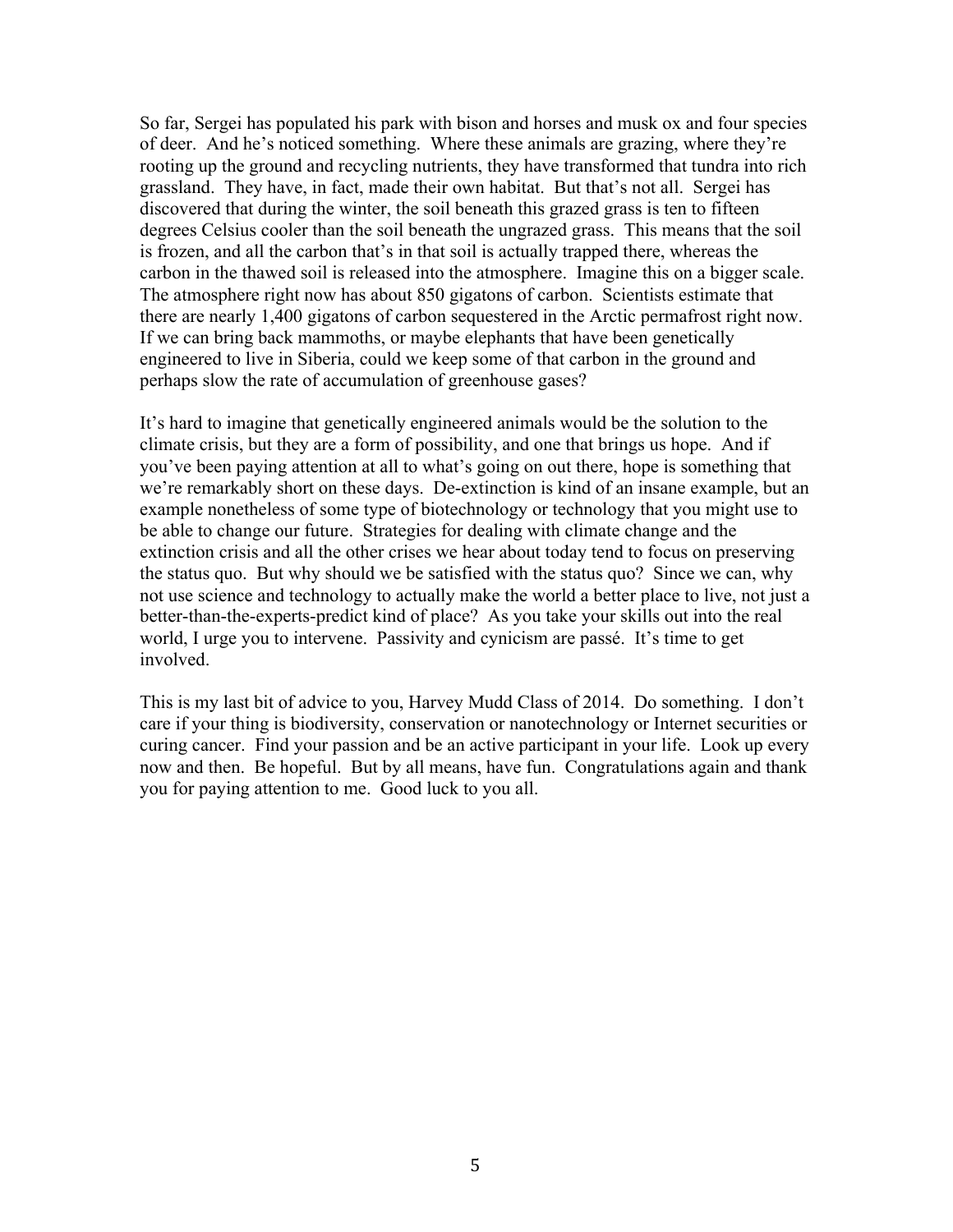So far, Sergei has populated his park with bison and horses and musk ox and four species of deer. And he's noticed something. Where these animals are grazing, where they're rooting up the ground and recycling nutrients, they have transformed that tundra into rich grassland. They have, in fact, made their own habitat. But that's not all. Sergei has discovered that during the winter, the soil beneath this grazed grass is ten to fifteen degrees Celsius cooler than the soil beneath the ungrazed grass. This means that the soil is frozen, and all the carbon that's in that soil is actually trapped there, whereas the carbon in the thawed soil is released into the atmosphere. Imagine this on a bigger scale. The atmosphere right now has about 850 gigatons of carbon. Scientists estimate that there are nearly 1,400 gigatons of carbon sequestered in the Arctic permafrost right now. If we can bring back mammoths, or maybe elephants that have been genetically engineered to live in Siberia, could we keep some of that carbon in the ground and perhaps slow the rate of accumulation of greenhouse gases?

It's hard to imagine that genetically engineered animals would be the solution to the climate crisis, but they are a form of possibility, and one that brings us hope. And if you've been paying attention at all to what's going on out there, hope is something that we're remarkably short on these days. De-extinction is kind of an insane example, but an example nonetheless of some type of biotechnology or technology that you might use to be able to change our future. Strategies for dealing with climate change and the extinction crisis and all the other crises we hear about today tend to focus on preserving the status quo. But why should we be satisfied with the status quo? Since we can, why not use science and technology to actually make the world a better place to live, not just a better-than-the-experts-predict kind of place? As you take your skills out into the real world, I urge you to intervene. Passivity and cynicism are passé. It's time to get involved.

This is my last bit of advice to you, Harvey Mudd Class of 2014. Do something. I don't care if your thing is biodiversity, conservation or nanotechnology or Internet securities or curing cancer. Find your passion and be an active participant in your life. Look up every now and then. Be hopeful. But by all means, have fun. Congratulations again and thank you for paying attention to me. Good luck to you all.